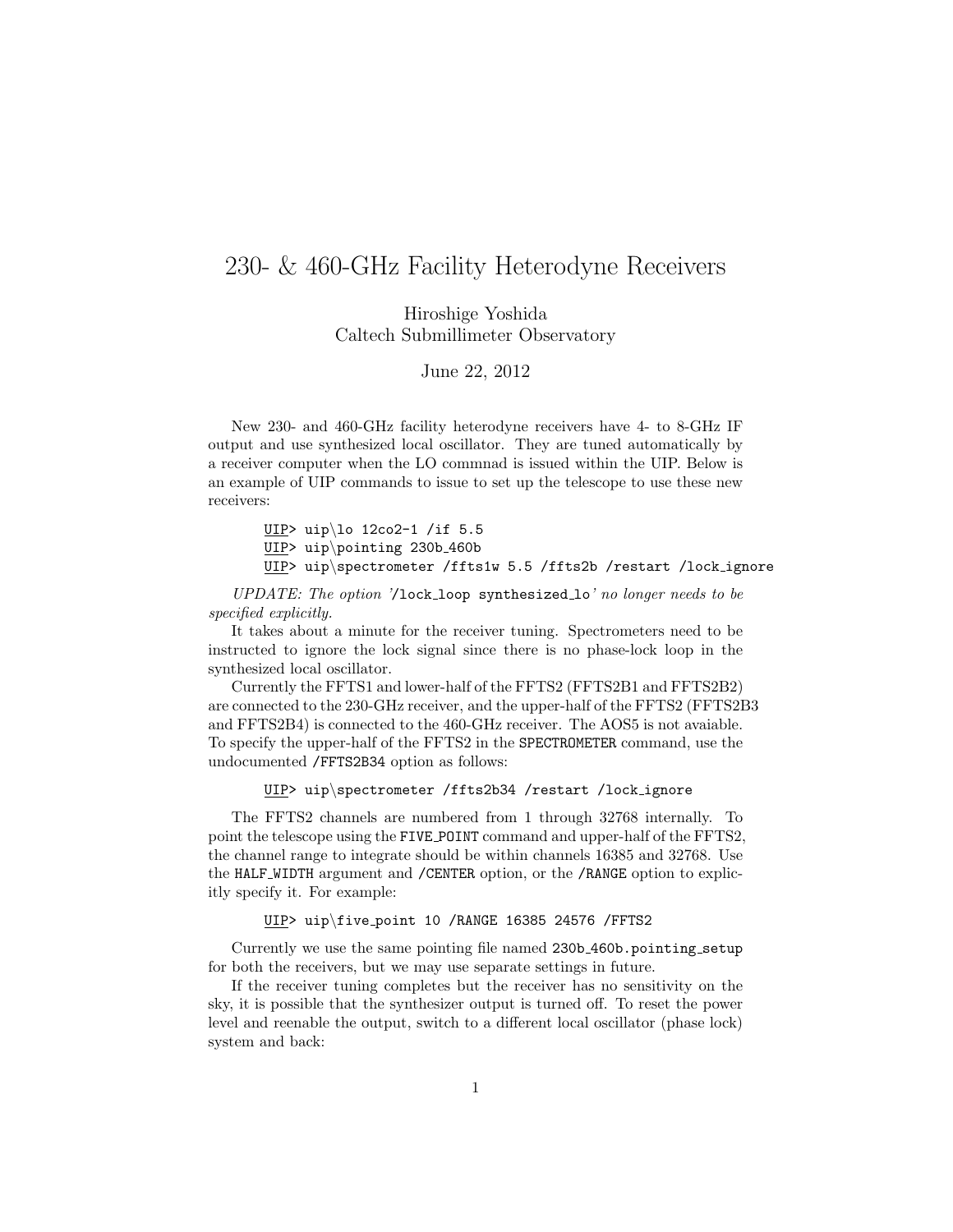# 230- & 460-GHz Facility Heterodyne Receivers

Hiroshige Yoshida
Caltech Submillimeter Observatory

June 22, 2012

New 230- and 460-GHz facility heterodyne receivers have 4- to 8-GHz IF output and use synthesized local oscillator. They are tuned automatically by a receiver computer when the LO commnad is issued within the UIP. Below is an example of UIP commands to issue to set up the telescope to use these new receivers:

```
UIP> uip\lo 12co2-1 /if 5.5
UIP> uip\pointing 230b_460b
UIP> uip\spectrometer /ffts1w 5.5 /ffts2b /restart /lock_ignore
```

*UPDATE: The option '*`/lock_loop synthesized_lo`*' no longer needs to be specified explicitly.*

It takes about a minute for the receiver tuning. Spectrometers need to be instructed to ignore the lock signal since there is no phase-lock loop in the synthesized local oscillator.

Currently the FFTS1 and lower-half of the FFTS2 (FFTS2B1 and FFTS2B2) are connected to the 230-GHz receiver, and the upper-half of the FFTS2 (FFTS2B3 and FFTS2B4) is connected to the 460-GHz receiver. The AOS5 is not avaiable. To specify the upper-half of the FFTS2 in the `SPECTROMETER` command, use the undocumented `/FFTS2B34` option as follows:

```
UIP> uip\spectrometer /ffts2b34 /restart /lock_ignore
```

The FFTS2 channels are numbered from 1 through 32768 internally. To point the telescope using the `FIVE_POINT` command and upper-half of the FFTS2, the channel range to integrate should be within channels 16385 and 32768. Use the `HALF_WIDTH` argument and `/CENTER` option, or the `/RANGE` option to explicitly specify it. For example:

```
UIP> uip\five_point 10 /RANGE 16385 24576 /FFTS2
```

Currently we use the same pointing file named `230b_460b.pointing_setup` for both the receivers, but we may use separate settings in future.

If the receiver tuning completes but the receiver has no sensitivity on the sky, it is possible that the synthesizer output is turned off. To reset the power level and reenable the output, switch to a different local oscillator (phase lock) system and back: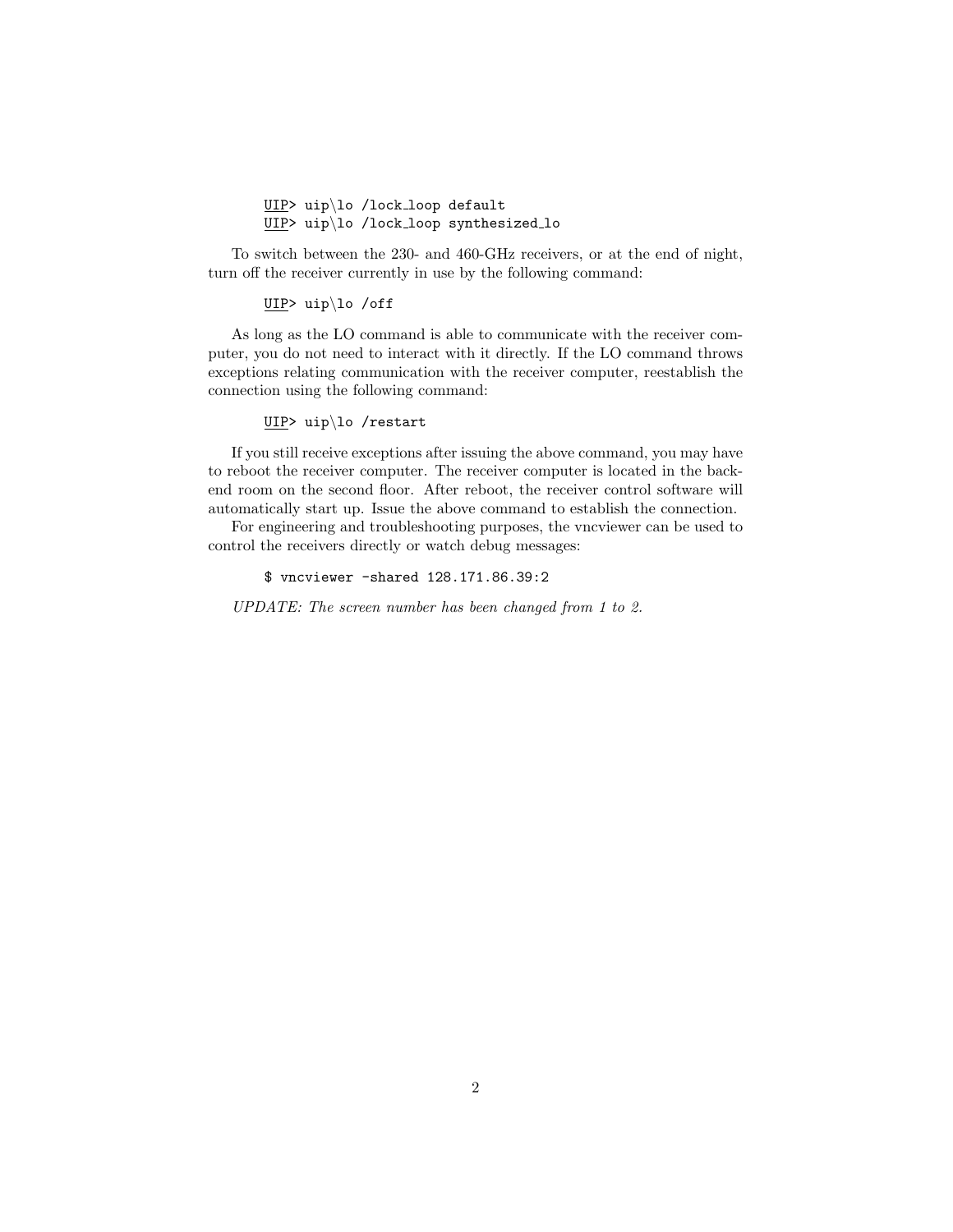```
UIP> uip\lo /lock_loop default
UIP> uip\lo /lock_loop synthesized_lo
```

To switch between the 230- and 460-GHz receivers, or at the end of night, turn off the receiver currently in use by the following command:

```
UIP> uip\lo /off
```

As long as the LO command is able to communicate with the receiver computer, you do not need to interact with it directly. If the LO command throws exceptions relating communication with the receiver computer, reestablish the connection using the following command:

```
UIP> uip\lo /restart
```

If you still receive exceptions after issuing the above command, you may have to reboot the receiver computer. The receiver computer is located in the back-end room on the second floor. After reboot, the receiver control software will automatically start up. Issue the above command to establish the connection.

For engineering and troubleshooting purposes, the vncviewer can be used to control the receivers directly or watch debug messages:

```
$ vncviewer -shared 128.171.86.39:2
```

*UPDATE: The screen number has been changed from 1 to 2.*